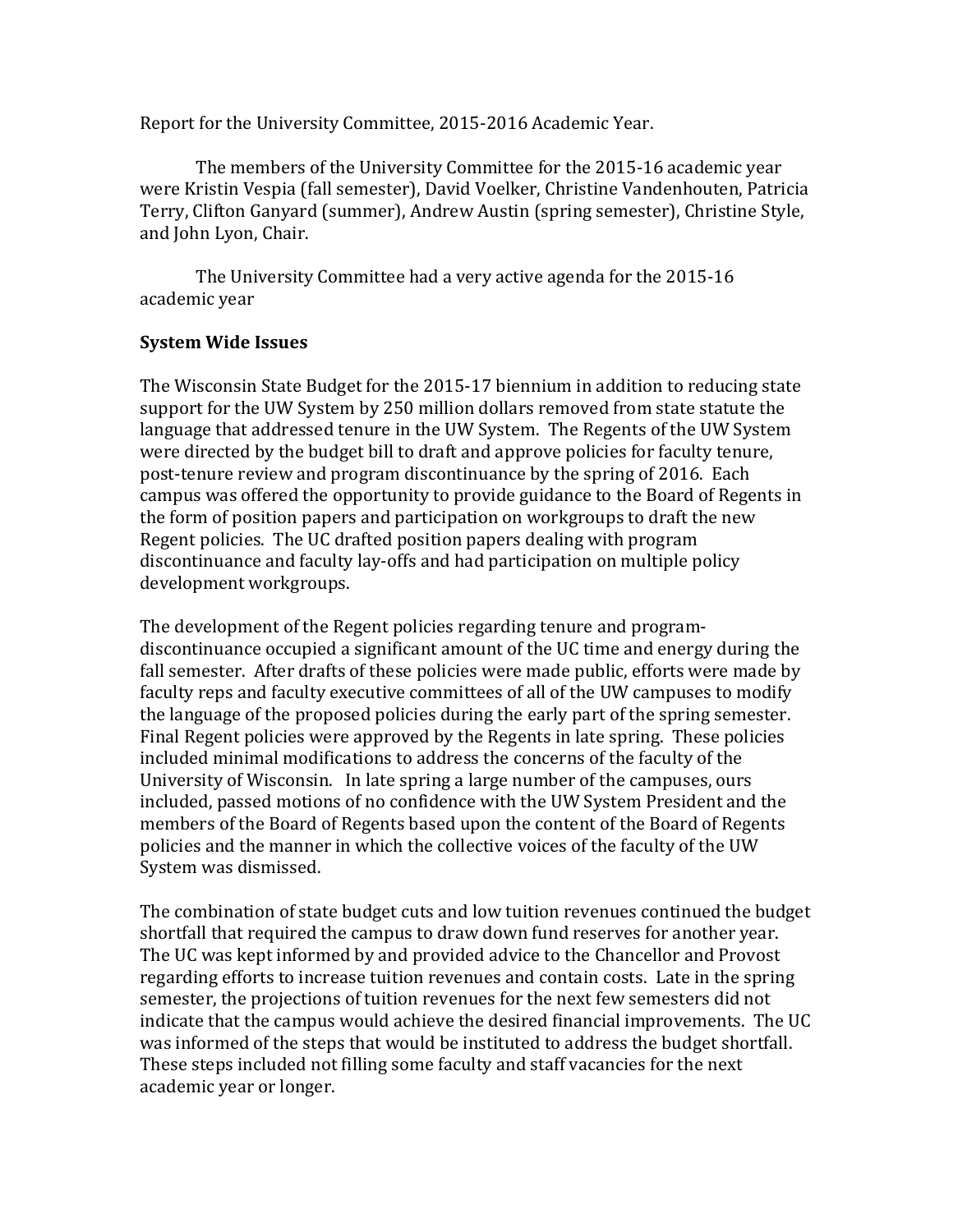Report for the University Committee, 2015-2016 Academic Year.

The members of the University Committee for the 2015-16 academic year were Kristin Vespia (fall semester), David Voelker, Christine Vandenhouten, Patricia Terry, Clifton Ganyard (summer), Andrew Austin (spring semester), Christine Style, and John Lyon, Chair.

The University Committee had a very active agenda for the 2015-16 academic year

**System Wide Issues**

The Wisconsin State Budget for the 2015-17 biennium in addition to reducing state support for the UW System by 250 million dollars removed from state statute the language that addressed tenure in the UW System. The Regents of the UW System were directed by the budget bill to draft and approve policies for faculty tenure, post-tenure review and program discontinuance by the spring of 2016. Each campus was offered the opportunity to provide guidance to the Board of Regents in the form of position papers and participation on workgroups to draft the new Regent policies. The UC drafted position papers dealing with program discontinuance and faculty lay-offs and had participation on multiple policy development workgroups.

The development of the Regent policies regarding tenure and program-discontinuance occupied a significant amount of the UC time and energy during the fall semester. After drafts of these policies were made public, efforts were made by faculty reps and faculty executive committees of all of the UW campuses to modify the language of the proposed policies during the early part of the spring semester. Final Regent policies were approved by the Regents in late spring. These policies included minimal modifications to address the concerns of the faculty of the University of Wisconsin. In late spring a large number of the campuses, ours included, passed motions of no confidence with the UW System President and the members of the Board of Regents based upon the content of the Board of Regents policies and the manner in which the collective voices of the faculty of the UW System was dismissed.

The combination of state budget cuts and low tuition revenues continued the budget shortfall that required the campus to draw down fund reserves for another year. The UC was kept informed by and provided advice to the Chancellor and Provost regarding efforts to increase tuition revenues and contain costs. Late in the spring semester, the projections of tuition revenues for the next few semesters did not indicate that the campus would achieve the desired financial improvements. The UC was informed of the steps that would be instituted to address the budget shortfall. These steps included not filling some faculty and staff vacancies for the next academic year or longer.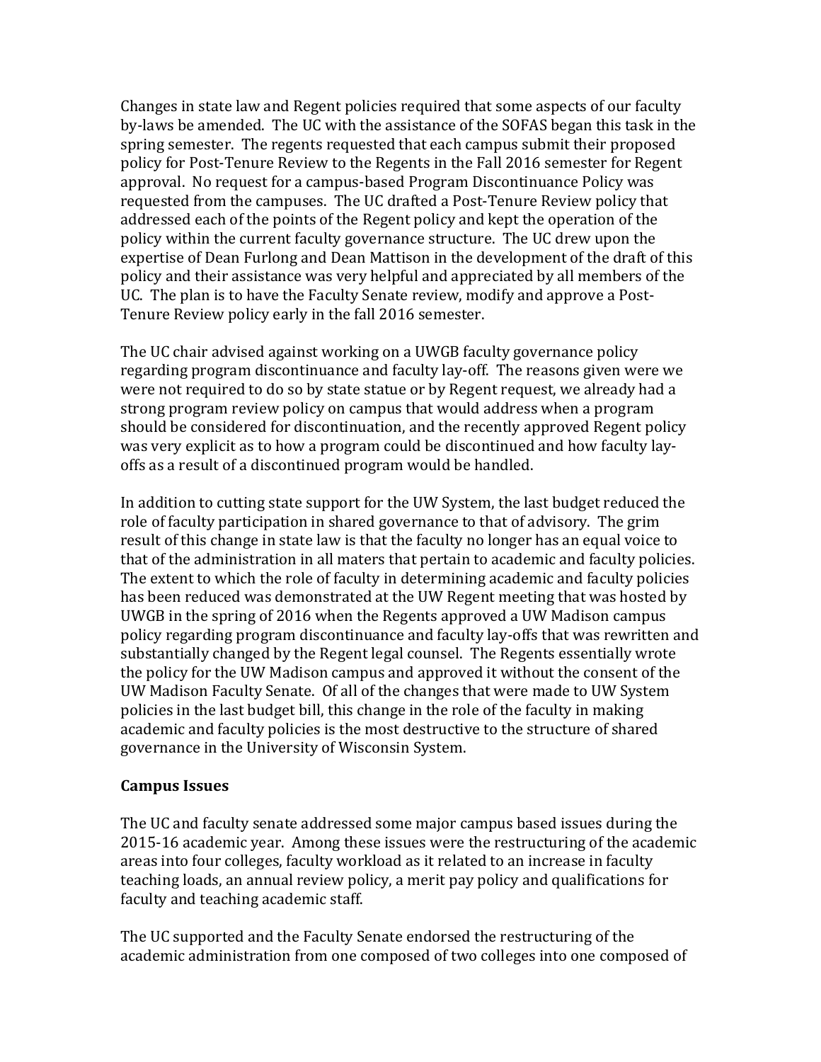Changes in state law and Regent policies required that some aspects of our faculty by-laws be amended. The UC with the assistance of the SOFAS began this task in the spring semester. The regents requested that each campus submit their proposed policy for Post-Tenure Review to the Regents in the Fall 2016 semester for Regent approval. No request for a campus-based Program Discontinuance Policy was requested from the campuses. The UC drafted a Post-Tenure Review policy that addressed each of the points of the Regent policy and kept the operation of the policy within the current faculty governance structure. The UC drew upon the expertise of Dean Furlong and Dean Mattison in the development of the draft of this policy and their assistance was very helpful and appreciated by all members of the UC. The plan is to have the Faculty Senate review, modify and approve a Post-Tenure Review policy early in the fall 2016 semester.

The UC chair advised against working on a UWGB faculty governance policy regarding program discontinuance and faculty lay-off. The reasons given were we were not required to do so by state statue or by Regent request, we already had a strong program review policy on campus that would address when a program should be considered for discontinuation, and the recently approved Regent policy was very explicit as to how a program could be discontinued and how faculty lay-offs as a result of a discontinued program would be handled.

In addition to cutting state support for the UW System, the last budget reduced the role of faculty participation in shared governance to that of advisory. The grim result of this change in state law is that the faculty no longer has an equal voice to that of the administration in all maters that pertain to academic and faculty policies. The extent to which the role of faculty in determining academic and faculty policies has been reduced was demonstrated at the UW Regent meeting that was hosted by UWGB in the spring of 2016 when the Regents approved a UW Madison campus policy regarding program discontinuance and faculty lay-offs that was rewritten and substantially changed by the Regent legal counsel. The Regents essentially wrote the policy for the UW Madison campus and approved it without the consent of the UW Madison Faculty Senate. Of all of the changes that were made to UW System policies in the last budget bill, this change in the role of the faculty in making academic and faculty policies is the most destructive to the structure of shared governance in the University of Wisconsin System.

**Campus Issues**

The UC and faculty senate addressed some major campus based issues during the 2015-16 academic year. Among these issues were the restructuring of the academic areas into four colleges, faculty workload as it related to an increase in faculty teaching loads, an annual review policy, a merit pay policy and qualifications for faculty and teaching academic staff.

The UC supported and the Faculty Senate endorsed the restructuring of the academic administration from one composed of two colleges into one composed of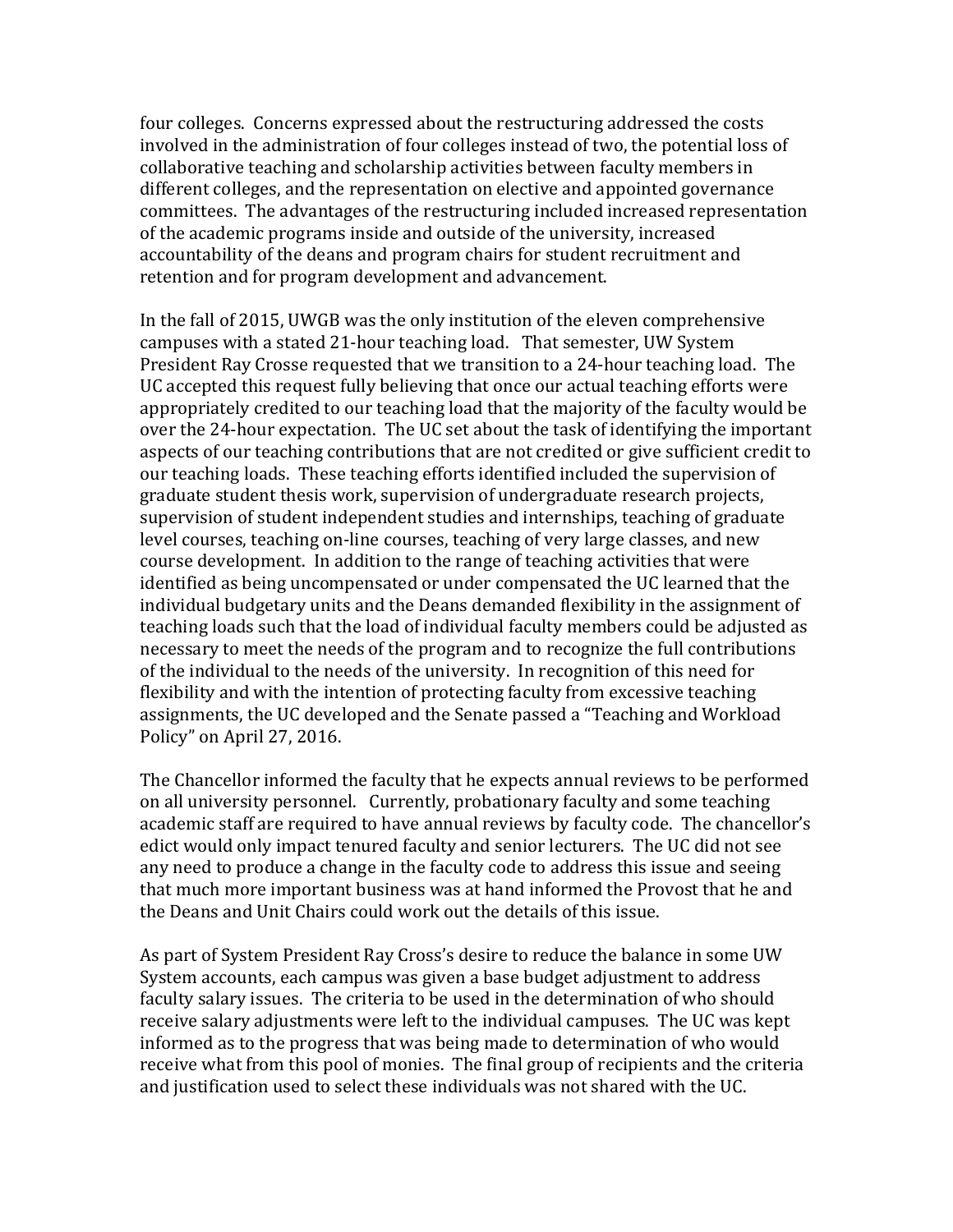four colleges. Concerns expressed about the restructuring addressed the costs involved in the administration of four colleges instead of two, the potential loss of collaborative teaching and scholarship activities between faculty members in different colleges, and the representation on elective and appointed governance committees. The advantages of the restructuring included increased representation of the academic programs inside and outside of the university, increased accountability of the deans and program chairs for student recruitment and retention and for program development and advancement.

In the fall of 2015, UWGB was the only institution of the eleven comprehensive campuses with a stated 21-hour teaching load. That semester, UW System President Ray Crosse requested that we transition to a 24-hour teaching load. The UC accepted this request fully believing that once our actual teaching efforts were appropriately credited to our teaching load that the majority of the faculty would be over the 24-hour expectation. The UC set about the task of identifying the important aspects of our teaching contributions that are not credited or give sufficient credit to our teaching loads. These teaching efforts identified included the supervision of graduate student thesis work, supervision of undergraduate research projects, supervision of student independent studies and internships, teaching of graduate level courses, teaching on-line courses, teaching of very large classes, and new course development. In addition to the range of teaching activities that were identified as being uncompensated or under compensated the UC learned that the individual budgetary units and the Deans demanded flexibility in the assignment of teaching loads such that the load of individual faculty members could be adjusted as necessary to meet the needs of the program and to recognize the full contributions of the individual to the needs of the university. In recognition of this need for flexibility and with the intention of protecting faculty from excessive teaching assignments, the UC developed and the Senate passed a "Teaching and Workload Policy" on April 27, 2016.

The Chancellor informed the faculty that he expects annual reviews to be performed on all university personnel. Currently, probationary faculty and some teaching academic staff are required to have annual reviews by faculty code. The chancellor's edict would only impact tenured faculty and senior lecturers. The UC did not see any need to produce a change in the faculty code to address this issue and seeing that much more important business was at hand informed the Provost that he and the Deans and Unit Chairs could work out the details of this issue.

As part of System President Ray Cross's desire to reduce the balance in some UW System accounts, each campus was given a base budget adjustment to address faculty salary issues. The criteria to be used in the determination of who should receive salary adjustments were left to the individual campuses. The UC was kept informed as to the progress that was being made to determination of who would receive what from this pool of monies. The final group of recipients and the criteria and justification used to select these individuals was not shared with the UC.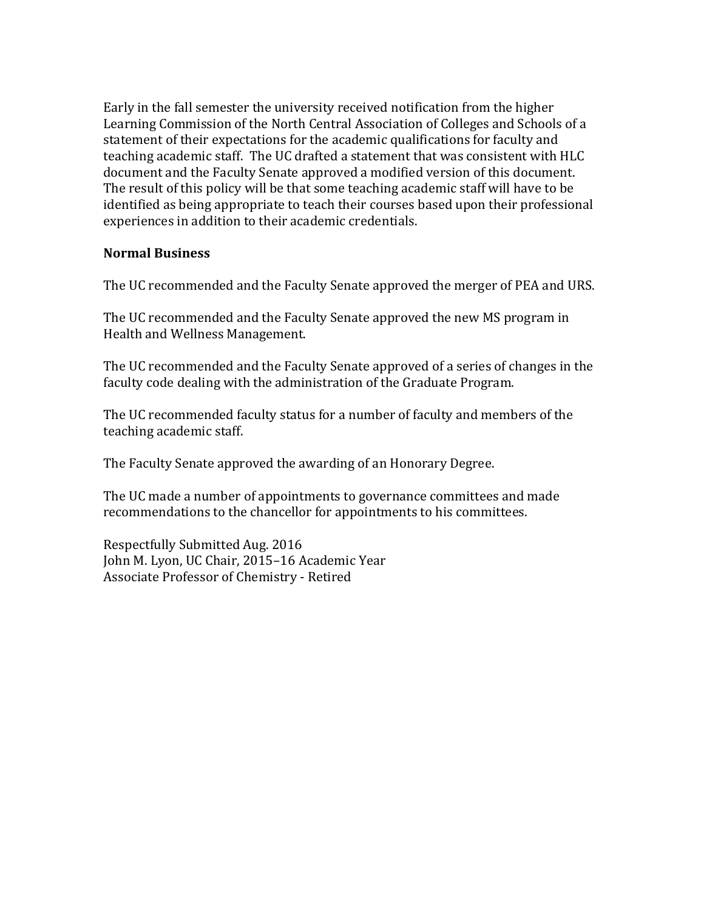Early in the fall semester the university received notification from the higher Learning Commission of the North Central Association of Colleges and Schools of a statement of their expectations for the academic qualifications for faculty and teaching academic staff. The UC drafted a statement that was consistent with HLC document and the Faculty Senate approved a modified version of this document. The result of this policy will be that some teaching academic staff will have to be identified as being appropriate to teach their courses based upon their professional experiences in addition to their academic credentials.

**Normal Business**

The UC recommended and the Faculty Senate approved the merger of PEA and URS.

The UC recommended and the Faculty Senate approved the new MS program in Health and Wellness Management.

The UC recommended and the Faculty Senate approved of a series of changes in the faculty code dealing with the administration of the Graduate Program.

The UC recommended faculty status for a number of faculty and members of the teaching academic staff.

The Faculty Senate approved the awarding of an Honorary Degree.

The UC made a number of appointments to governance committees and made recommendations to the chancellor for appointments to his committees.

Respectfully Submitted Aug. 2016
John M. Lyon, UC Chair, 2015–16 Academic Year
Associate Professor of Chemistry - Retired